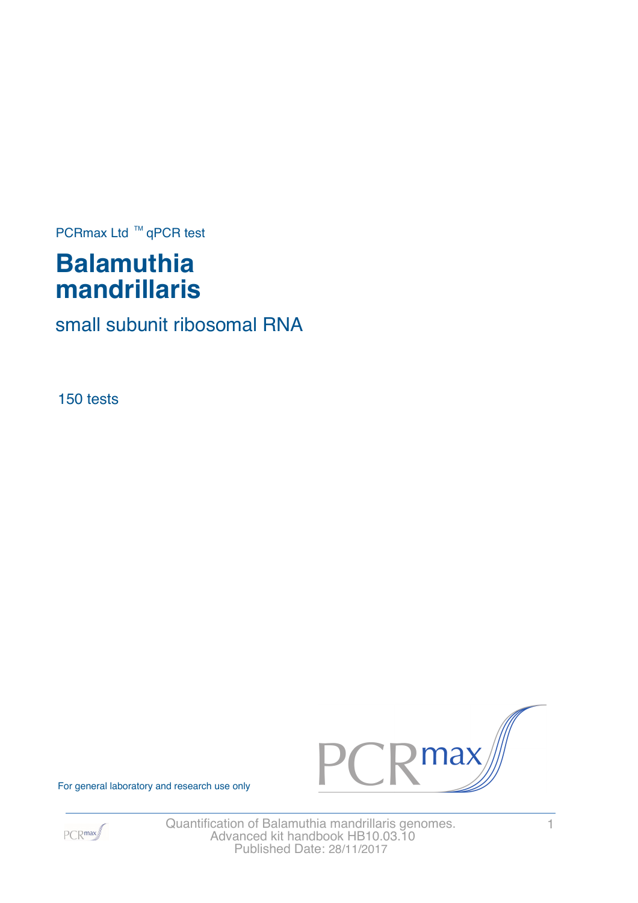PCRmax Ltd ™ qPCR test

# Balamuthia mandrillaris

## small subunit ribosomal RNA

150 tests

For general laboratory and research use only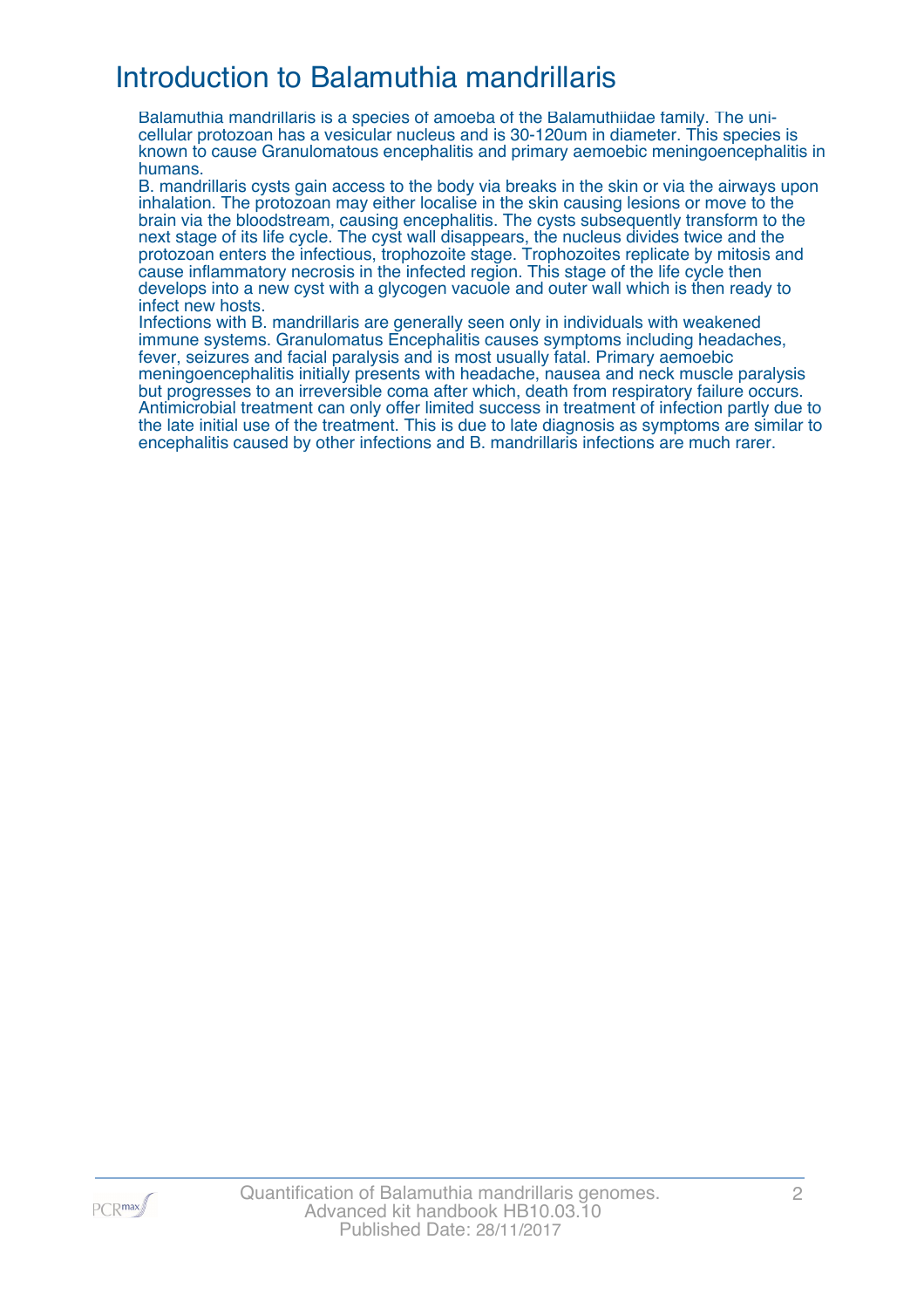# Introduction to Balamuthia mandrillaris

Balamuthia mandrillaris is a species of amoeba of the Balamuthiidae family. The unicellular protozoan has a vesicular nucleus and is 30-120um in diameter. This species is known to cause Granulomatous encephalitis and primary aemoebic meningoencephalitis in humans.

B. mandrillaris cysts gain access to the body via breaks in the skin or via the airways upon inhalation. The protozoan may either localise in the skin causing lesions or move to the brain via the bloodstream, causing encephalitis. The cysts subsequently transform to the next stage of its life cycle. The cyst wall disappears, the nucleus divides twice and the protozoan enters the infectious, trophozoite stage. Trophozoites replicate by mitosis and cause inflammatory necrosis in the infected region. This stage of the life cycle then develops into a new cyst with a glycogen vacuole and outer wall which is then ready to infect new hosts.

Infections with B. mandrillaris are generally seen only in individuals with weakened immune systems. Granulomatus Encephalitis causes symptoms including headaches, fever, seizures and facial paralysis and is most usually fatal. Primary aemoebic meningoencephalitis initially presents with headache, nausea and neck muscle paralysis but progresses to an irreversible coma after which, death from respiratory failure occurs. Antimicrobial treatment can only offer limited success in treatment of infection partly due to the late initial use of the treatment. This is due to late diagnosis as symptoms are similar to encephalitis caused by other infections and B. mandrillaris infections are much rarer.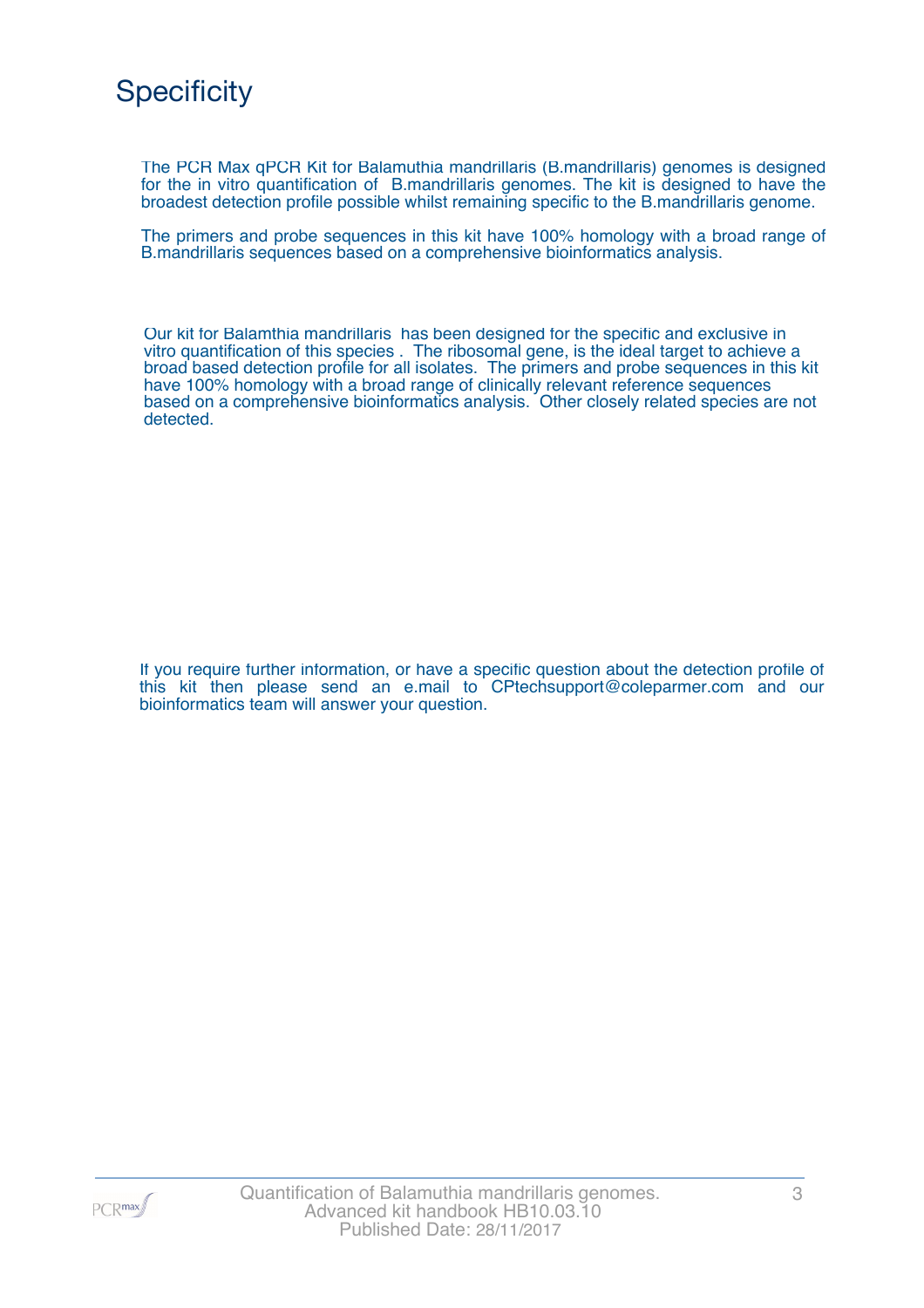# Specificity

The PCR Max qPCR Kit for Balamuthia mandrillaris (B.mandrillaris) genomes is designed for the in vitro quantification of B.mandrillaris genomes. The kit is designed to have the broadest detection profile possible whilst remaining specific to the B.mandrillaris genome.

The primers and probe sequences in this kit have 100% homology with a broad range of B.mandrillaris sequences based on a comprehensive bioinformatics analysis.

Our kit for Balamthia mandrillaris has been designed for the specific and exclusive in vitro quantification of this species . The ribosomal gene, is the ideal target to achieve a broad based detection profile for all isolates. The primers and probe sequences in this kit have 100% homology with a broad range of clinically relevant reference sequences based on a comprehensive bioinformatics analysis. Other closely related species are not detected.

If you require further information, or have a specific question about the detection profile of this kit then please send an e.mail to CPtechsupport@coleparmer.com and our bioinformatics team will answer your question.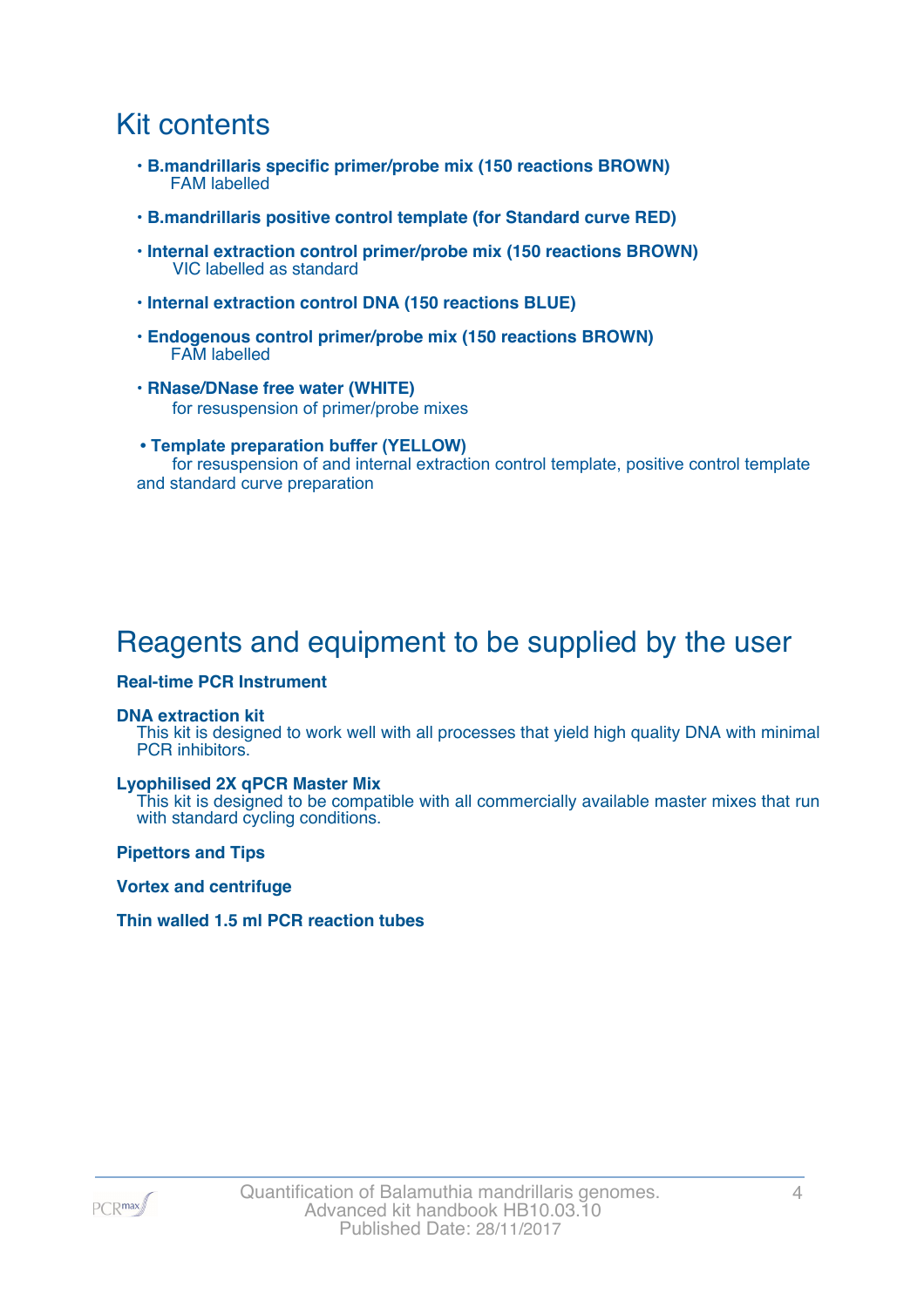## Kit contents

- **B.mandrillaris specific primer/probe mix (150 reactions BROWN)**
  FAM labelled
- **B.mandrillaris positive control template (for Standard curve RED)**
- **Internal extraction control primer/probe mix (150 reactions BROWN)**
  VIC labelled as standard
- **Internal extraction control DNA (150 reactions BLUE)**
- **Endogenous control primer/probe mix (150 reactions BROWN)**
  FAM labelled
- **RNase/DNase free water (WHITE)**
  for resuspension of primer/probe mixes
- **Template preparation buffer (YELLOW)**
  for resuspension of and internal extraction control template, positive control template and standard curve preparation

## Reagents and equipment to be supplied by the user

**Real-time PCR Instrument**

**DNA extraction kit**
This kit is designed to work well with all processes that yield high quality DNA with minimal PCR inhibitors.

**Lyophilised 2X qPCR Master Mix**
This kit is designed to be compatible with all commercially available master mixes that run with standard cycling conditions.

**Pipettors and Tips**

**Vortex and centrifuge**

**Thin walled 1.5 ml PCR reaction tubes**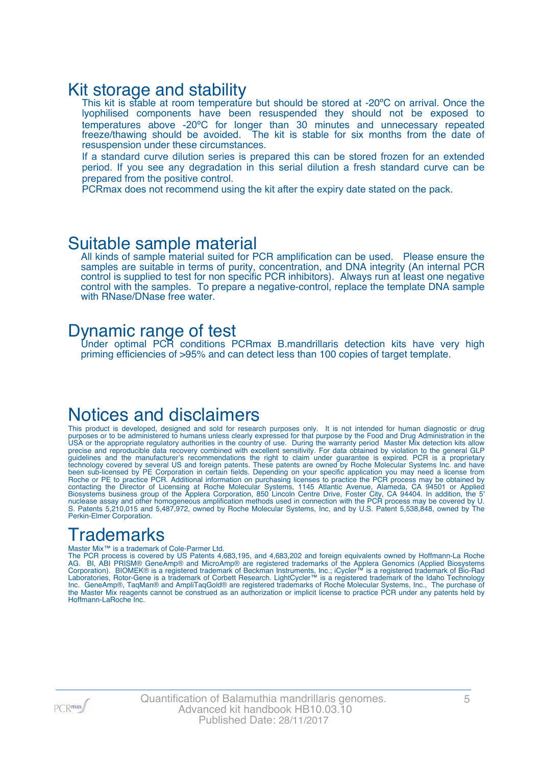# Kit storage and stability

This kit is stable at room temperature but should be stored at -20ºC on arrival. Once the lyophilised components have been resuspended they should not be exposed to temperatures above -20ºC for longer than 30 minutes and unnecessary repeated freeze/thawing should be avoided. The kit is stable for six months from the date of resuspension under these circumstances.

If a standard curve dilution series is prepared this can be stored frozen for an extended period. If you see any degradation in this serial dilution a fresh standard curve can be prepared from the positive control.

PCRmax does not recommend using the kit after the expiry date stated on the pack.

# Suitable sample material

All kinds of sample material suited for PCR amplification can be used. Please ensure the samples are suitable in terms of purity, concentration, and DNA integrity (An internal PCR control is supplied to test for non specific PCR inhibitors). Always run at least one negative control with the samples. To prepare a negative-control, replace the template DNA sample with RNase/DNase free water.

# Dynamic range of test

Under optimal PCR conditions PCRmax B.mandrillaris detection kits have very high priming efficiencies of >95% and can detect less than 100 copies of target template.

# Notices and disclaimers

This product is developed, designed and sold for research purposes only. It is not intended for human diagnostic or drug purposes or to be administered to humans unless clearly expressed for that purpose by the Food and Drug Administration in the USA or the appropriate regulatory authorities in the country of use. During the warranty period Master Mix detection kits allow precise and reproducible data recovery combined with excellent sensitivity. For data obtained by violation to the general GLP guidelines and the manufacturer's recommendations the right to claim under guarantee is expired. PCR is a proprietary technology covered by several US and foreign patents. These patents are owned by Roche Molecular Systems Inc. and have been sub-licensed by PE Corporation in certain fields. Depending on your specific application you may need a license from Roche or PE to practice PCR. Additional information on purchasing licenses to practice the PCR process may be obtained by contacting the Director of Licensing at Roche Molecular Systems, 1145 Atlantic Avenue, Alameda, CA 94501 or Applied Biosystems business group of the Applera Corporation, 850 Lincoln Centre Drive, Foster City, CA 94404. In addition, the 5' nuclease assay and other homogeneous amplification methods used in connection with the PCR process may be covered by U. S. Patents 5,210,015 and 5,487,972, owned by Roche Molecular Systems, Inc, and by U.S. Patent 5,538,848, owned by The Perkin-Elmer Corporation.

# Trademarks

Master Mix™ is a trademark of Cole-Parmer Ltd.
The PCR process is covered by US Patents 4,683,195, and 4,683,202 and foreign equivalents owned by Hoffmann-La Roche AG. BI, ABI PRISM® GeneAmp® and MicroAmp® are registered trademarks of the Applera Genomics (Applied Biosystems Corporation). BIOMEK® is a registered trademark of Beckman Instruments, Inc.; iCycler™ is a registered trademark of Bio-Rad Laboratories, Rotor-Gene is a trademark of Corbett Research. LightCycler™ is a registered trademark of the Idaho Technology Inc. GeneAmp®, TaqMan® and AmpliTaqGold® are registered trademarks of Roche Molecular Systems, Inc., The purchase of the Master Mix reagents cannot be construed as an authorization or implicit license to practice PCR under any patents held by Hoffmann-LaRoche Inc.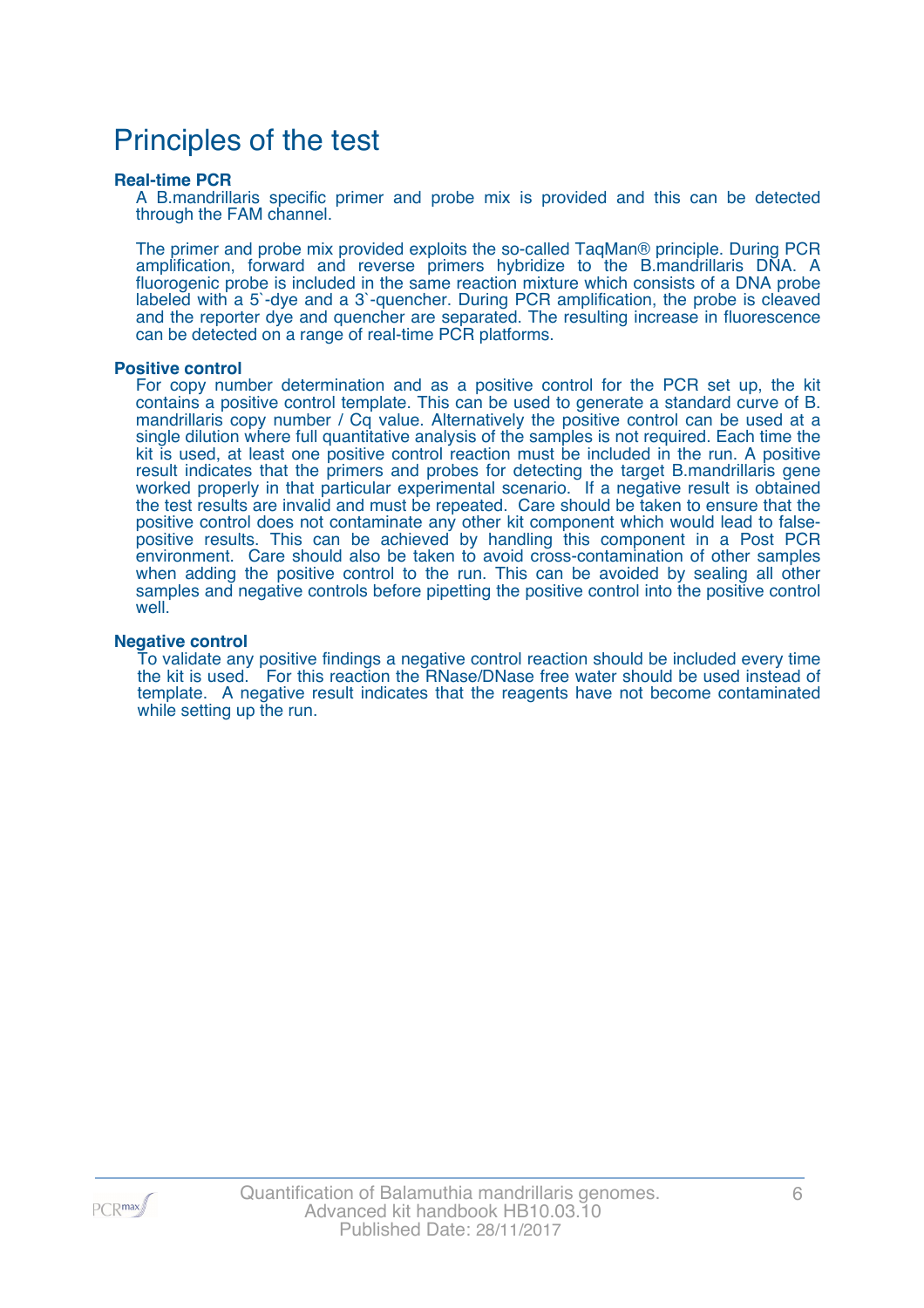# Principles of the test

**Real-time PCR**

A B.mandrillaris specific primer and probe mix is provided and this can be detected through the FAM channel.

The primer and probe mix provided exploits the so-called TaqMan® principle. During PCR amplification, forward and reverse primers hybridize to the B.mandrillaris DNA. A fluorogenic probe is included in the same reaction mixture which consists of a DNA probe labeled with a 5`-dye and a 3`-quencher. During PCR amplification, the probe is cleaved and the reporter dye and quencher are separated. The resulting increase in fluorescence can be detected on a range of real-time PCR platforms.

**Positive control**

For copy number determination and as a positive control for the PCR set up, the kit contains a positive control template. This can be used to generate a standard curve of B. mandrillaris copy number / Cq value. Alternatively the positive control can be used at a single dilution where full quantitative analysis of the samples is not required. Each time the kit is used, at least one positive control reaction must be included in the run. A positive result indicates that the primers and probes for detecting the target B.mandrillaris gene worked properly in that particular experimental scenario. If a negative result is obtained the test results are invalid and must be repeated. Care should be taken to ensure that the positive control does not contaminate any other kit component which would lead to false-positive results. This can be achieved by handling this component in a Post PCR environment. Care should also be taken to avoid cross-contamination of other samples when adding the positive control to the run. This can be avoided by sealing all other samples and negative controls before pipetting the positive control into the positive control well.

**Negative control**

To validate any positive findings a negative control reaction should be included every time the kit is used. For this reaction the RNase/DNase free water should be used instead of template. A negative result indicates that the reagents have not become contaminated while setting up the run.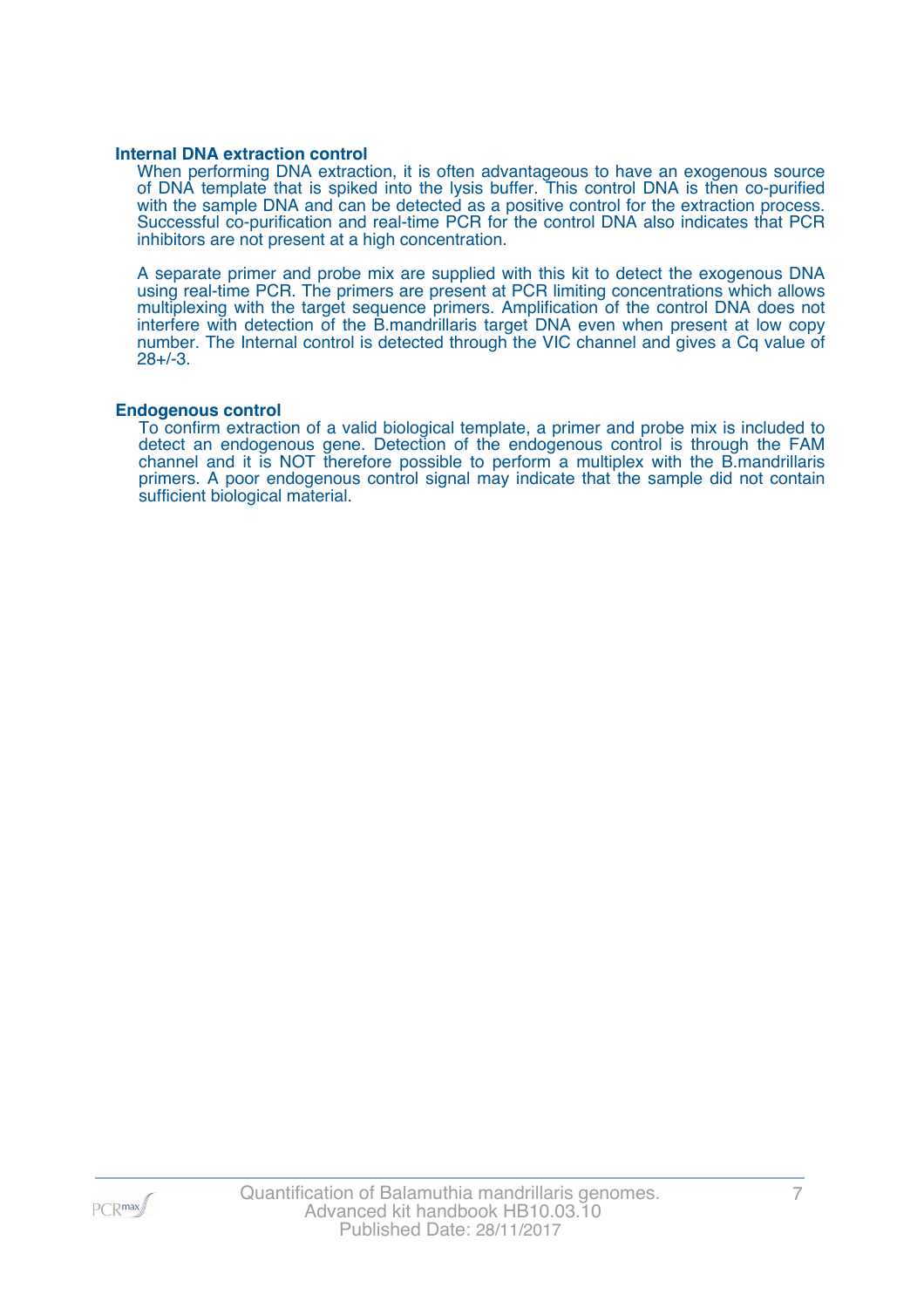### Internal DNA extraction control

When performing DNA extraction, it is often advantageous to have an exogenous source of DNA template that is spiked into the lysis buffer. This control DNA is then co-purified with the sample DNA and can be detected as a positive control for the extraction process. Successful co-purification and real-time PCR for the control DNA also indicates that PCR inhibitors are not present at a high concentration.

A separate primer and probe mix are supplied with this kit to detect the exogenous DNA using real-time PCR. The primers are present at PCR limiting concentrations which allows multiplexing with the target sequence primers. Amplification of the control DNA does not interfere with detection of the B.mandrillaris target DNA even when present at low copy number. The Internal control is detected through the VIC channel and gives a Cq value of 28+/-3.

### Endogenous control

To confirm extraction of a valid biological template, a primer and probe mix is included to detect an endogenous gene. Detection of the endogenous control is through the FAM channel and it is NOT therefore possible to perform a multiplex with the B.mandrillaris primers. A poor endogenous control signal may indicate that the sample did not contain sufficient biological material.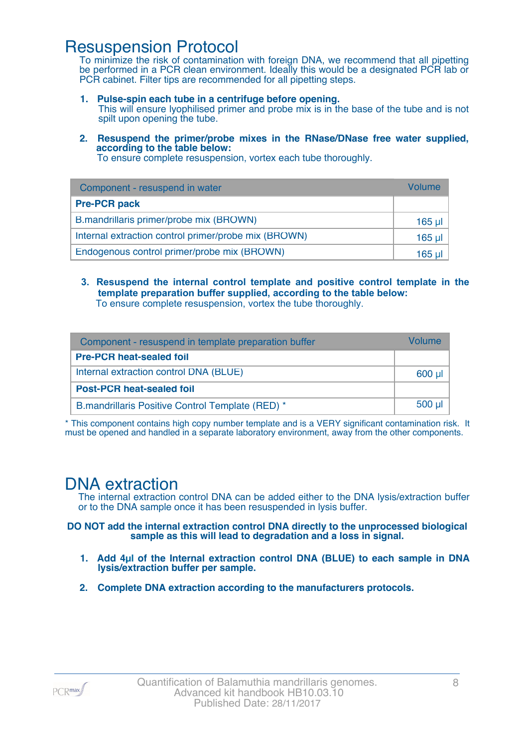# Resuspension Protocol

To minimize the risk of contamination with foreign DNA, we recommend that all pipetting be performed in a PCR clean environment. Ideally this would be a designated PCR lab or PCR cabinet. Filter tips are recommended for all pipetting steps.

1. **Pulse-spin each tube in a centrifuge before opening.**
   This will ensure lyophilised primer and probe mix is in the base of the tube and is not spilt upon opening the tube.

2. **Resuspend the primer/probe mixes in the RNase/DNase free water supplied, according to the table below:**
   To ensure complete resuspension, vortex each tube thoroughly.

| Component - resuspend in water | Volume |
|---|---|
| **Pre-PCR pack** | |
| B.mandrillaris primer/probe mix (BROWN) | 165 µl |
| Internal extraction control primer/probe mix (BROWN) | 165 µl |
| Endogenous control primer/probe mix (BROWN) | 165 µl |

3. **Resuspend the internal control template and positive control template in the template preparation buffer supplied, according to the table below:**
   To ensure complete resuspension, vortex the tube thoroughly.

| Component - resuspend in template preparation buffer | Volume |
|---|---|
| **Pre-PCR heat-sealed foil** | |
| Internal extraction control DNA (BLUE) | 600 µl |
| **Post-PCR heat-sealed foil** | |
| B.mandrillaris Positive Control Template (RED) * | 500 µl |

* This component contains high copy number template and is a VERY significant contamination risk. It must be opened and handled in a separate laboratory environment, away from the other components.

# DNA extraction

The internal extraction control DNA can be added either to the DNA lysis/extraction buffer or to the DNA sample once it has been resuspended in lysis buffer.

**DO NOT add the internal extraction control DNA directly to the unprocessed biological sample as this will lead to degradation and a loss in signal.**

1. **Add 4µl of the Internal extraction control DNA (BLUE) to each sample in DNA lysis/extraction buffer per sample.**

2. **Complete DNA extraction according to the manufacturers protocols.**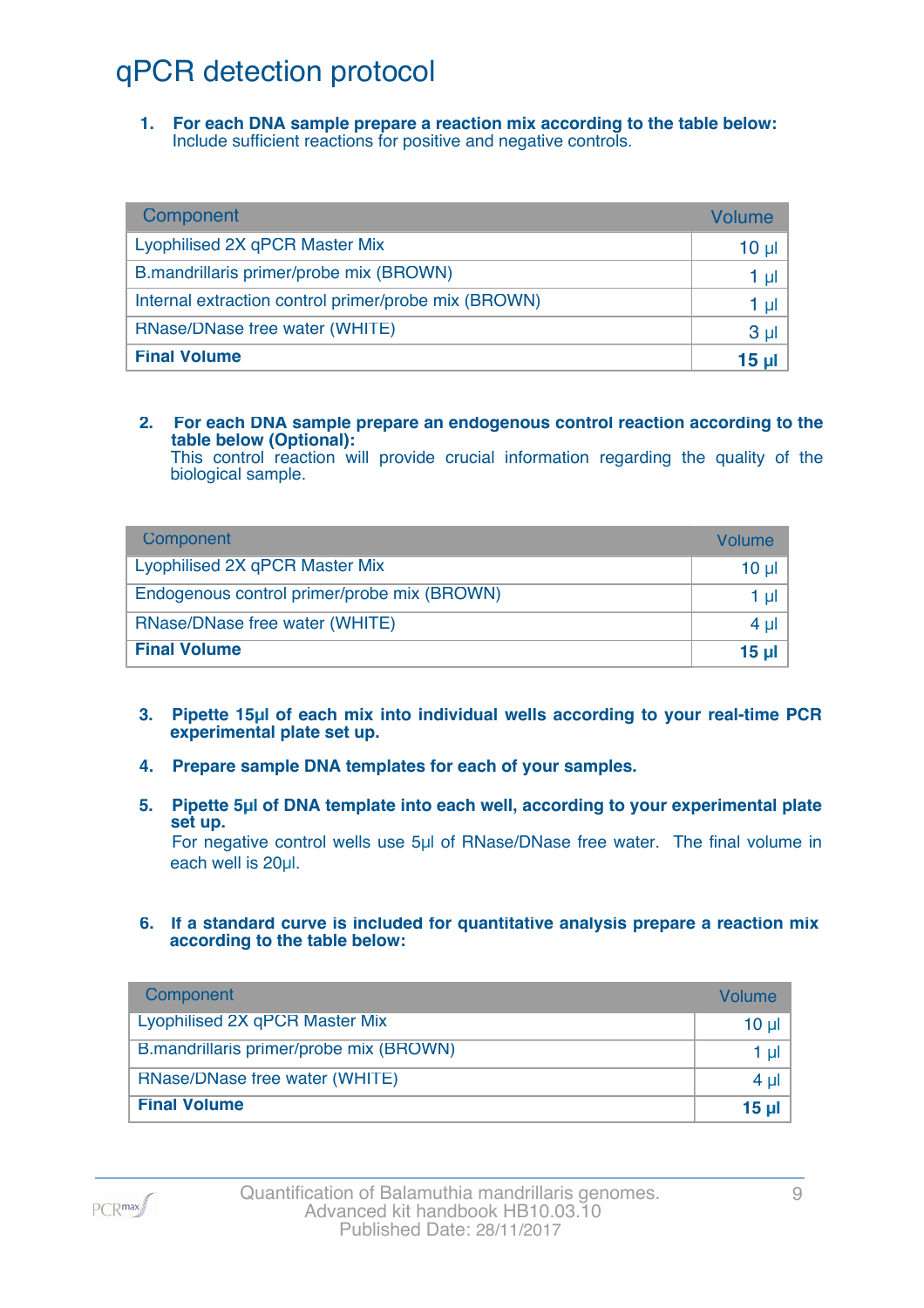# qPCR detection protocol

1. **For each DNA sample prepare a reaction mix according to the table below:**
   Include sufficient reactions for positive and negative controls.

| Component | Volume |
|---|---|
| Lyophilised 2X qPCR Master Mix | 10 µl |
| B.mandrillaris primer/probe mix (BROWN) | 1 µl |
| Internal extraction control primer/probe mix (BROWN) | 1 µl |
| RNase/DNase free water (WHITE) | 3 µl |
| **Final Volume** | **15 µl** |

2. **For each DNA sample prepare an endogenous control reaction according to the table below (Optional):**
   This control reaction will provide crucial information regarding the quality of the biological sample.

| Component | Volume |
|---|---|
| Lyophilised 2X qPCR Master Mix | 10 µl |
| Endogenous control primer/probe mix (BROWN) | 1 µl |
| RNase/DNase free water (WHITE) | 4 µl |
| **Final Volume** | **15 µl** |

3. **Pipette 15µl of each mix into individual wells according to your real-time PCR experimental plate set up.**

4. **Prepare sample DNA templates for each of your samples.**

5. **Pipette 5µl of DNA template into each well, according to your experimental plate set up.**
   For negative control wells use 5µl of RNase/DNase free water. The final volume in each well is 20µl.

6. **If a standard curve is included for quantitative analysis prepare a reaction mix according to the table below:**

| Component | Volume |
|---|---|
| Lyophilised 2X qPCR Master Mix | 10 µl |
| B.mandrillaris primer/probe mix (BROWN) | 1 µl |
| RNase/DNase free water (WHITE) | 4 µl |
| **Final Volume** | **15 µl** |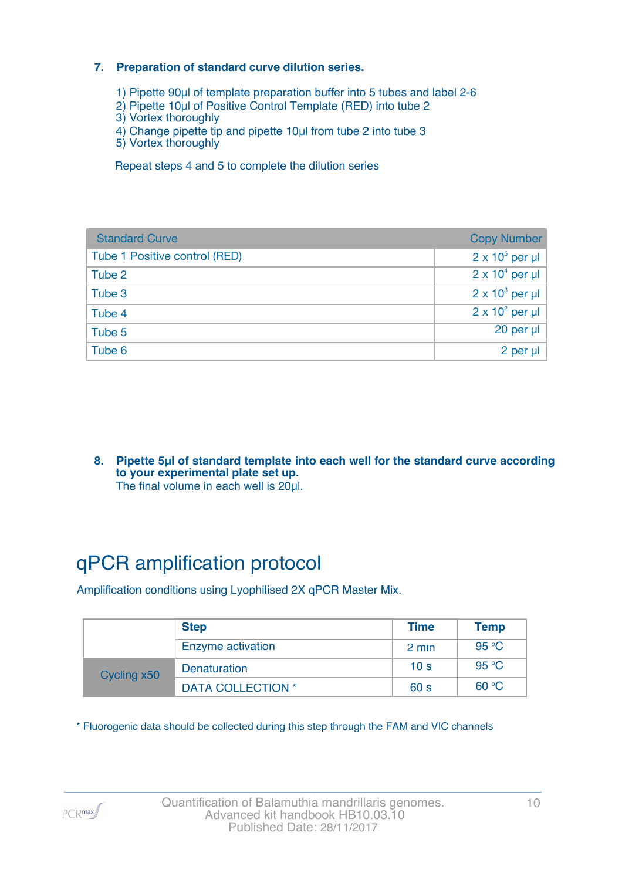7. **Preparation of standard curve dilution series.**

   1) Pipette 90µl of template preparation buffer into 5 tubes and label 2-6
   2) Pipette 10µl of Positive Control Template (RED) into tube 2
   3) Vortex thoroughly
   4) Change pipette tip and pipette 10µl from tube 2 into tube 3
   5) Vortex thoroughly

   Repeat steps 4 and 5 to complete the dilution series

| Standard Curve | Copy Number |
|---|---|
| Tube 1 Positive control (RED) | $2 \times 10^5$ per µl |
| Tube 2 | $2 \times 10^4$ per µl |
| Tube 3 | $2 \times 10^3$ per µl |
| Tube 4 | $2 \times 10^2$ per µl |
| Tube 5 | 20 per µl |
| Tube 6 | 2 per µl |

8. **Pipette 5µl of standard template into each well for the standard curve according to your experimental plate set up.**
   The final volume in each well is 20µl.

# qPCR amplification protocol

Amplification conditions using Lyophilised 2X qPCR Master Mix.

| | Step | Time | Temp |
|---|---|---|---|
| | Enzyme activation | 2 min | 95 °C |
| Cycling x50 | Denaturation | 10 s | 95 °C |
| | DATA COLLECTION * | 60 s | 60 °C |

* Fluorogenic data should be collected during this step through the FAM and VIC channels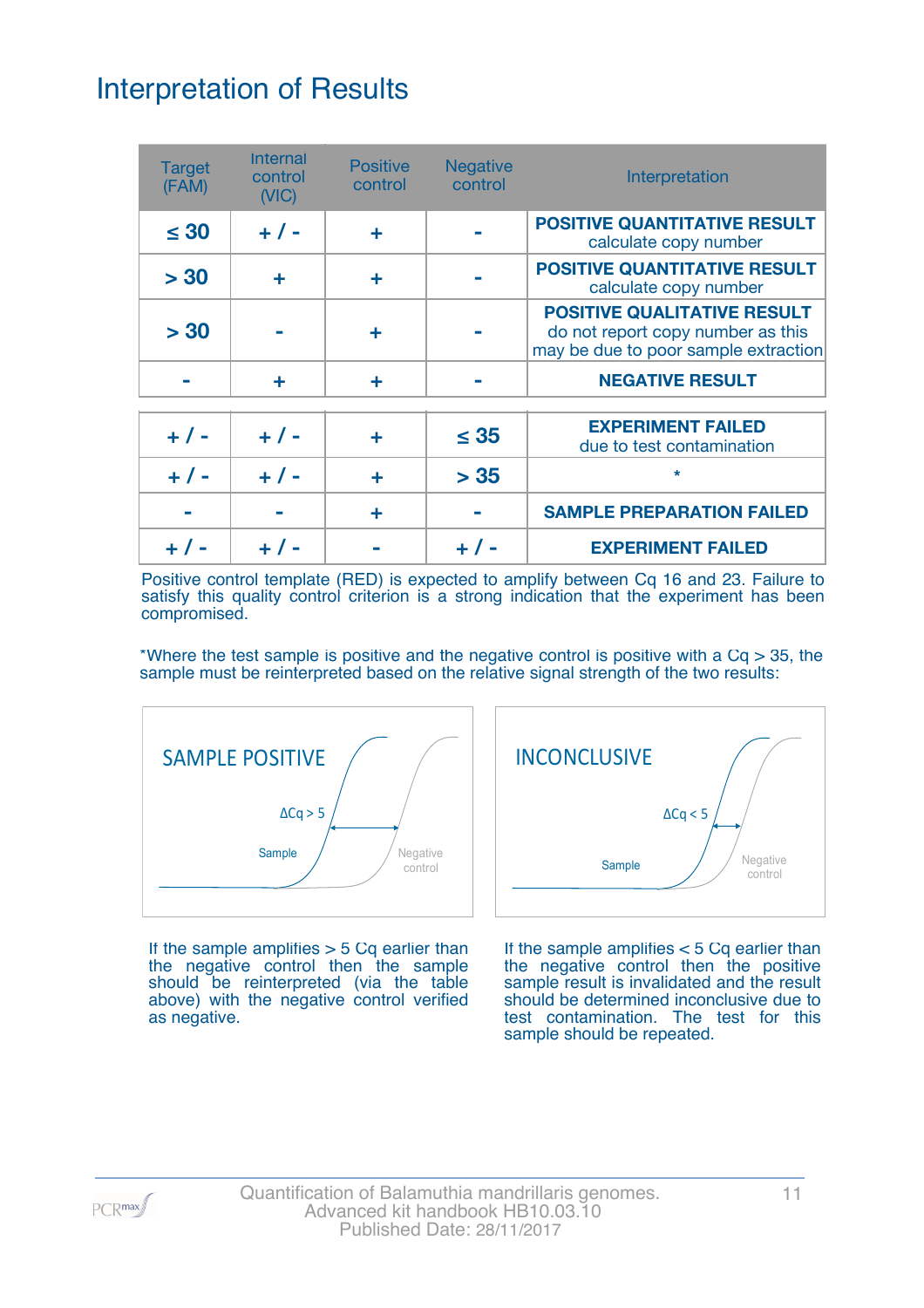# Interpretation of Results

| Target (FAM) | Internal control (VIC) | Positive control | Negative control | Interpretation |
|---|---|---|---|---|
| ≤ 30 | + / - | + | - | **POSITIVE QUANTITATIVE RESULT** calculate copy number |
| > 30 | + | + | - | **POSITIVE QUANTITATIVE RESULT** calculate copy number |
| > 30 | - | + | - | **POSITIVE QUALITATIVE RESULT** do not report copy number as this may be due to poor sample extraction |
| - | + | + | - | **NEGATIVE RESULT** |
| + / - | + / - | + | ≤ 35 | **EXPERIMENT FAILED** due to test contamination |
| + / - | + / - | + | > 35 | * |
| - | - | + | - | **SAMPLE PREPARATION FAILED** |
| + / - | + / - | - | + / - | **EXPERIMENT FAILED** |

Positive control template (RED) is expected to amplify between Cq 16 and 23. Failure to satisfy this quality control criterion is a strong indication that the experiment has been compromised.

*Where the test sample is positive and the negative control is positive with a Cq > 35, the sample must be reinterpreted based on the relative signal strength of the two results:

SAMPLE POSITIVE

ΔCq > 5

Sample

Negative control

If the sample amplifies > 5 Cq earlier than the negative control then the sample should be reinterpreted (via the table above) with the negative control verified as negative.

INCONCLUSIVE

ΔCq < 5

Sample

Negative control

If the sample amplifies < 5 Cq earlier than the negative control then the positive sample result is invalidated and the result should be determined inconclusive due to test contamination. The test for this sample should be repeated.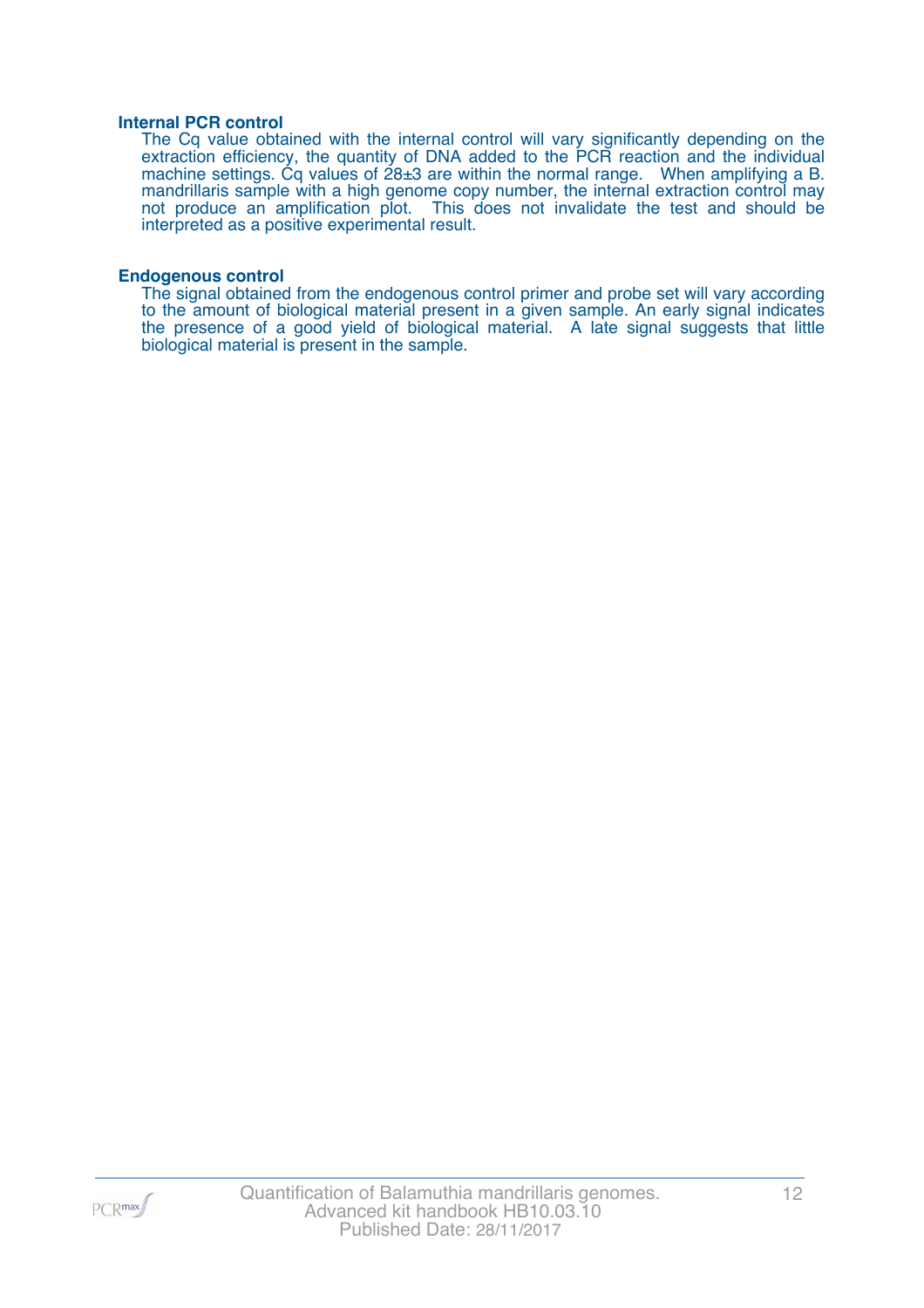**Internal PCR control**

The Cq value obtained with the internal control will vary significantly depending on the extraction efficiency, the quantity of DNA added to the PCR reaction and the individual machine settings. Cq values of 28±3 are within the normal range. When amplifying a B. mandrillaris sample with a high genome copy number, the internal extraction control may not produce an amplification plot. This does not invalidate the test and should be interpreted as a positive experimental result.

**Endogenous control**

The signal obtained from the endogenous control primer and probe set will vary according to the amount of biological material present in a given sample. An early signal indicates the presence of a good yield of biological material. A late signal suggests that little biological material is present in the sample.